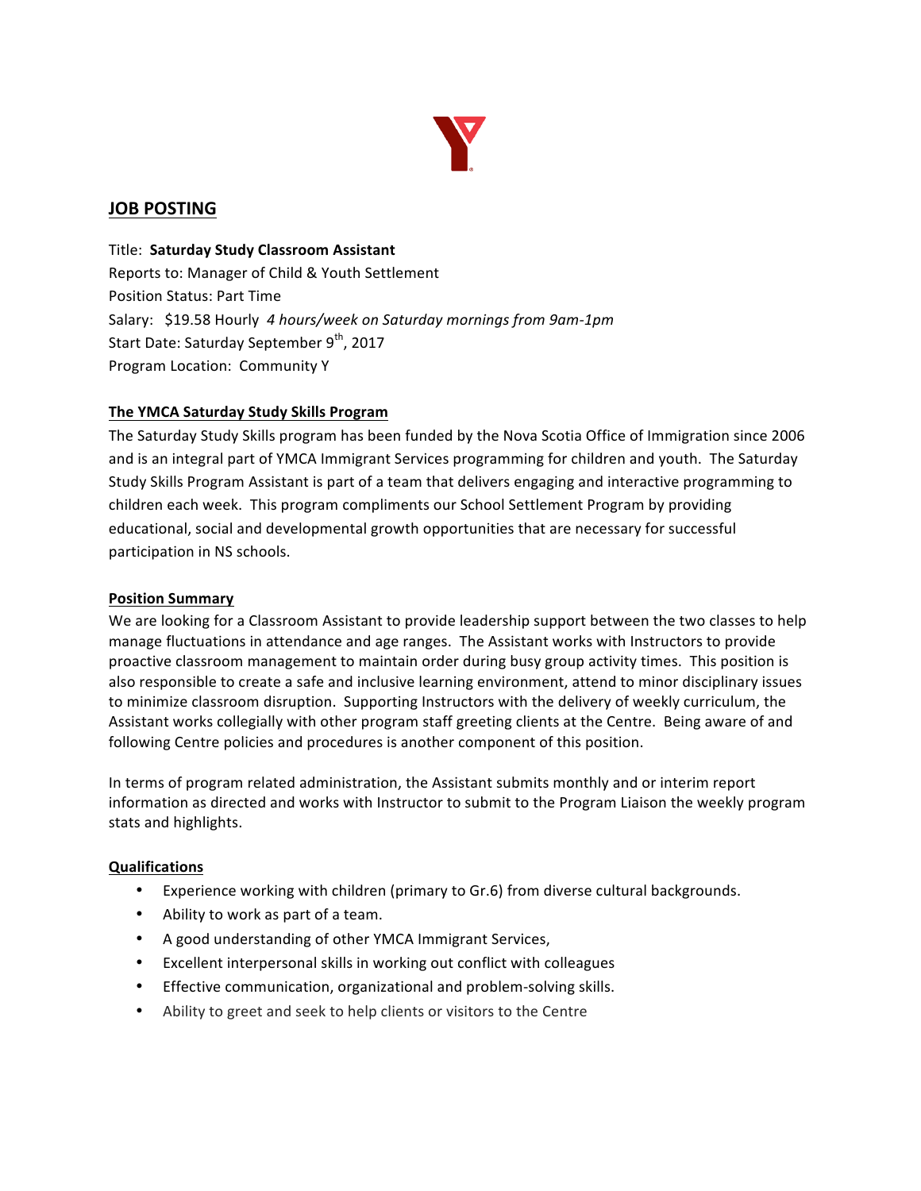## JOB POSTING

Title: **Saturday Study Classroom Assistant**
Reports to: Manager of Child & Youth Settlement
Position Status: Part Time
Salary: $19.58 Hourly *4 hours/week on Saturday mornings from 9am-1pm*
Start Date: Saturday September 9th, 2017
Program Location: Community Y

### The YMCA Saturday Study Skills Program

The Saturday Study Skills program has been funded by the Nova Scotia Office of Immigration since 2006 and is an integral part of YMCA Immigrant Services programming for children and youth. The Saturday Study Skills Program Assistant is part of a team that delivers engaging and interactive programming to children each week. This program compliments our School Settlement Program by providing educational, social and developmental growth opportunities that are necessary for successful participation in NS schools.

### Position Summary

We are looking for a Classroom Assistant to provide leadership support between the two classes to help manage fluctuations in attendance and age ranges. The Assistant works with Instructors to provide proactive classroom management to maintain order during busy group activity times. This position is also responsible to create a safe and inclusive learning environment, attend to minor disciplinary issues to minimize classroom disruption. Supporting Instructors with the delivery of weekly curriculum, the Assistant works collegially with other program staff greeting clients at the Centre. Being aware of and following Centre policies and procedures is another component of this position.

In terms of program related administration, the Assistant submits monthly and or interim report information as directed and works with Instructor to submit to the Program Liaison the weekly program stats and highlights.

### Qualifications

- Experience working with children (primary to Gr.6) from diverse cultural backgrounds.
- Ability to work as part of a team.
- A good understanding of other YMCA Immigrant Services,
- Excellent interpersonal skills in working out conflict with colleagues
- Effective communication, organizational and problem-solving skills.
- Ability to greet and seek to help clients or visitors to the Centre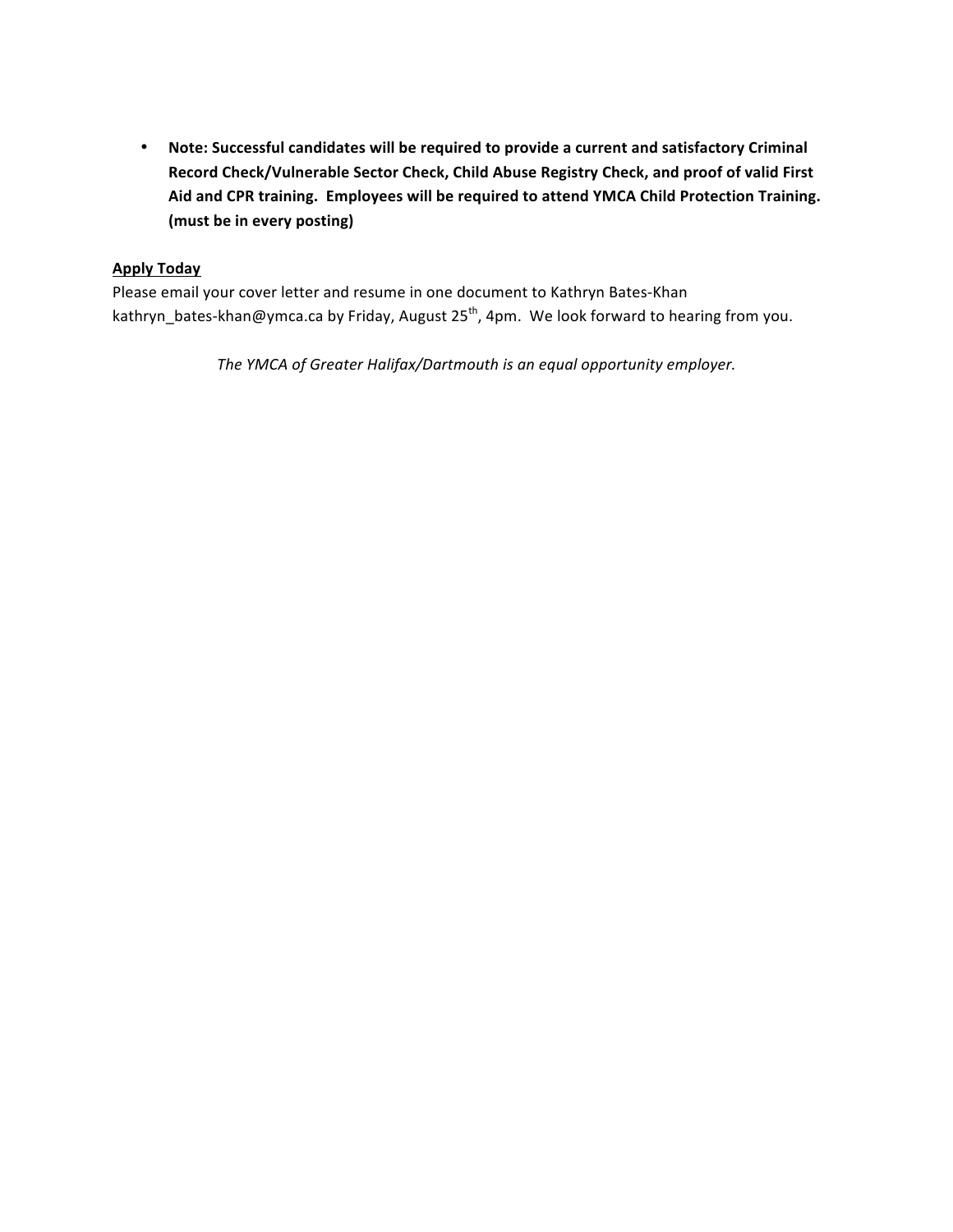- **Note: Successful candidates will be required to provide a current and satisfactory Criminal Record Check/Vulnerable Sector Check, Child Abuse Registry Check, and proof of valid First Aid and CPR training. Employees will be required to attend YMCA Child Protection Training. (must be in every posting)**

**Apply Today**

Please email your cover letter and resume in one document to Kathryn Bates-Khan kathryn_bates-khan@ymca.ca by Friday, August 25th, 4pm. We look forward to hearing from you.

*The YMCA of Greater Halifax/Dartmouth is an equal opportunity employer.*